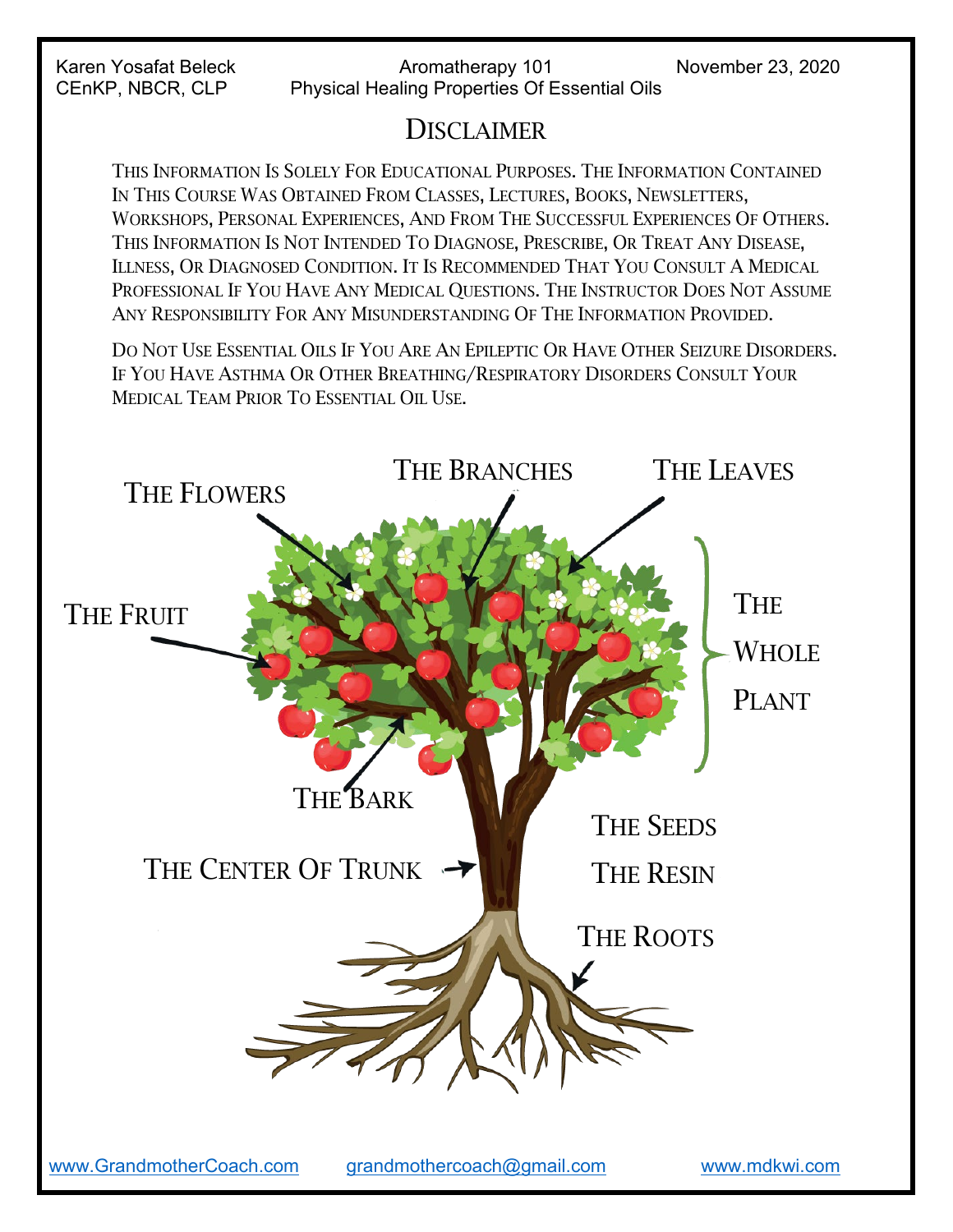Karen Yosafat Beleck
CEnKP, NBCR, CLP

Aromatherapy 101
Physical Healing Properties Of Essential Oils

November 23, 2020

# Disclaimer

This Information Is Solely For Educational Purposes. The Information Contained In This Course Was Obtained From Classes, Lectures, Books, Newsletters, Workshops, Personal Experiences, And From The Successful Experiences Of Others. This Information Is Not Intended To Diagnose, Prescribe, Or Treat Any Disease, Illness, Or Diagnosed Condition. It Is Recommended That You Consult A Medical Professional If You Have Any Medical Questions. The Instructor Does Not Assume Any Responsibility For Any Misunderstanding Of The Information Provided.

Do Not Use Essential Oils If You Are An Epileptic Or Have Other Seizure Disorders. If You Have Asthma Or Other Breathing/Respiratory Disorders Consult Your Medical Team Prior To Essential Oil Use.

The Flowers
The Branches
The Leaves
The Fruit
The Whole Plant
The Bark
The Seeds
The Resin
The Center Of Trunk
The Roots

www.GrandmotherCoach.com grandmothercoach@gmail.com www.mdkwi.com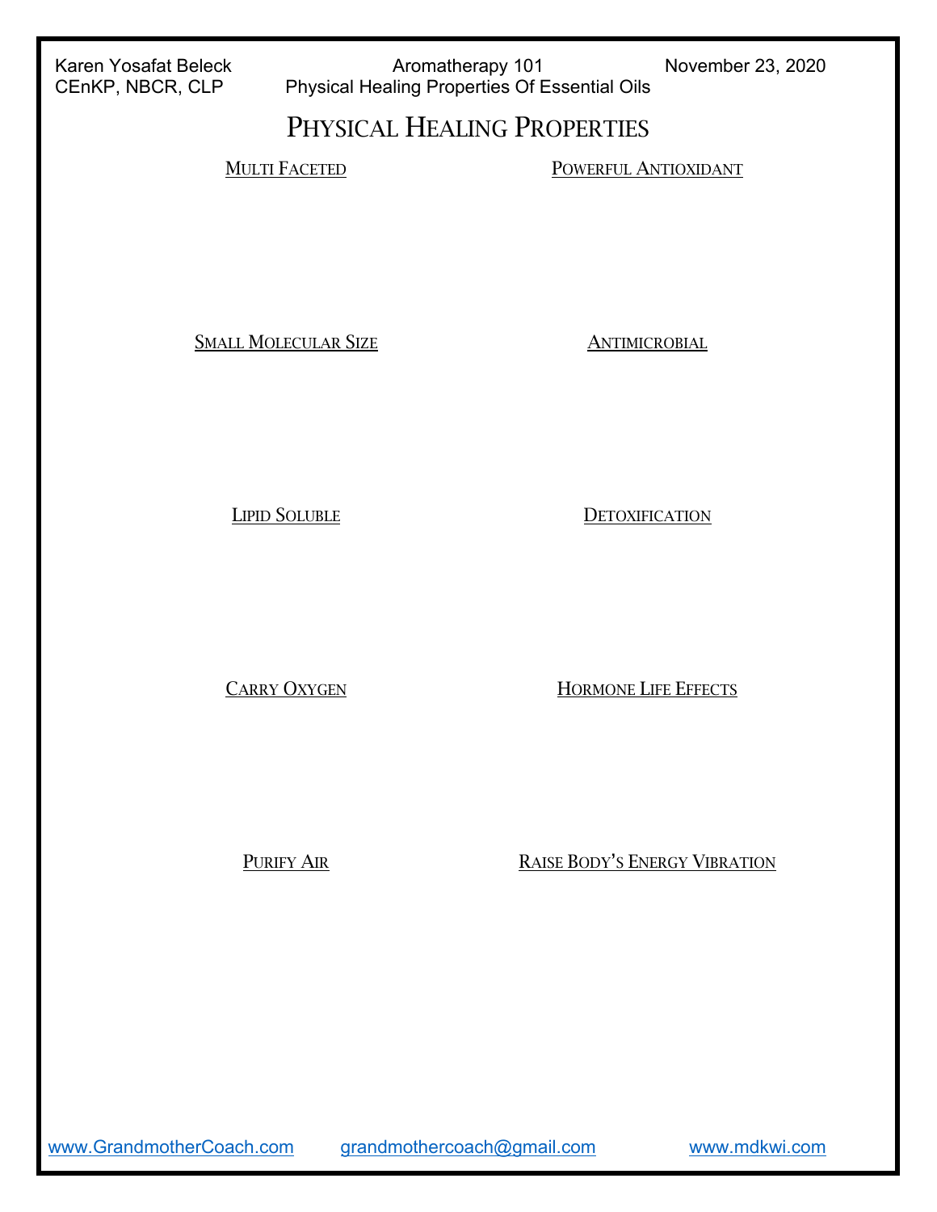# Physical Healing Properties

Multi Faceted

Powerful Antioxidant

Small Molecular Size

Antimicrobial

Lipid Soluble

Detoxification

Carry Oxygen

Hormone Life Effects

Purify Air

Raise Body's Energy Vibration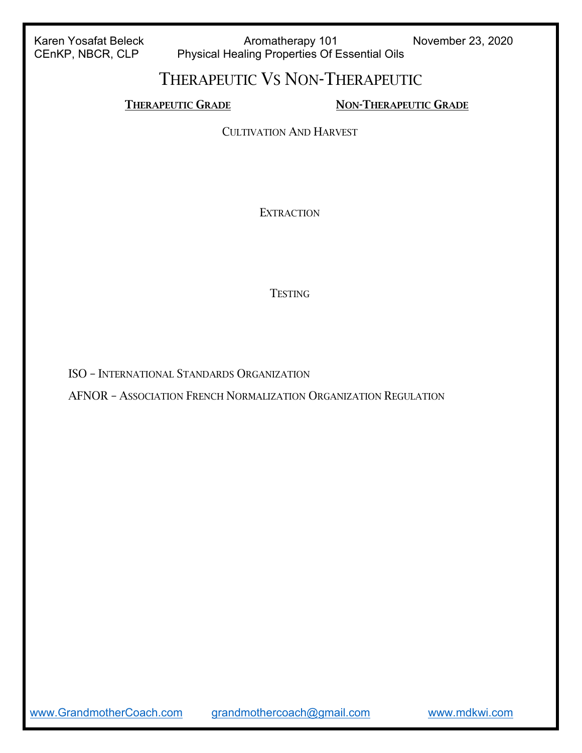# Therapeutic Vs Non-Therapeutic

| **Therapeutic Grade** | **Non-Therapeutic Grade** |
| --- | --- |

Cultivation And Harvest

Extraction

Testing

ISO – International Standards Organization

AFNOR – Association French Normalization Organization Regulation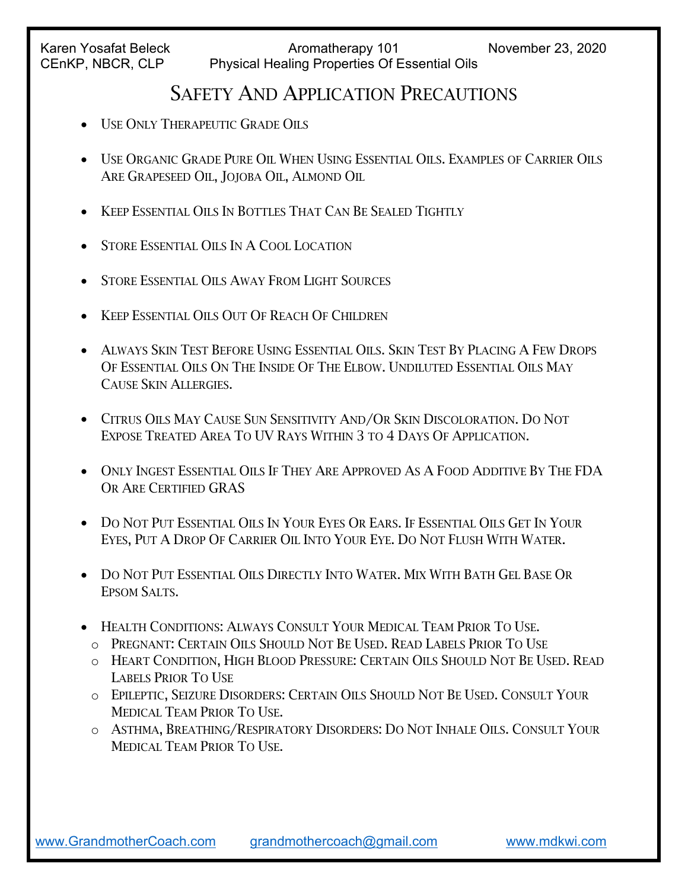# Safety And Application Precautions

- Use Only Therapeutic Grade Oils
- Use Organic Grade Pure Oil When Using Essential Oils. Examples of Carrier Oils Are Grapeseed Oil, Jojoba Oil, Almond Oil
- Keep Essential Oils In Bottles That Can Be Sealed Tightly
- Store Essential Oils In A Cool Location
- Store Essential Oils Away From Light Sources
- Keep Essential Oils Out Of Reach Of Children
- Always Skin Test Before Using Essential Oils. Skin Test By Placing A Few Drops Of Essential Oils On The Inside Of The Elbow. Undiluted Essential Oils May Cause Skin Allergies.
- Citrus Oils May Cause Sun Sensitivity And/Or Skin Discoloration. Do Not Expose Treated Area To UV Rays Within 3 to 4 Days Of Application.
- Only Ingest Essential Oils If They Are Approved As A Food Additive By The FDA Or Are Certified GRAS
- Do Not Put Essential Oils In Your Eyes Or Ears. If Essential Oils Get In Your Eyes, Put A Drop Of Carrier Oil Into Your Eye. Do Not Flush With Water.
- Do Not Put Essential Oils Directly Into Water. Mix With Bath Gel Base Or Epsom Salts.
- Health Conditions: Always Consult Your Medical Team Prior To Use.
  - Pregnant: Certain Oils Should Not Be Used. Read Labels Prior To Use
  - Heart Condition, High Blood Pressure: Certain Oils Should Not Be Used. Read Labels Prior To Use
  - Epileptic, Seizure Disorders: Certain Oils Should Not Be Used. Consult Your Medical Team Prior To Use.
  - Asthma, Breathing/Respiratory Disorders: Do Not Inhale Oils. Consult Your Medical Team Prior To Use.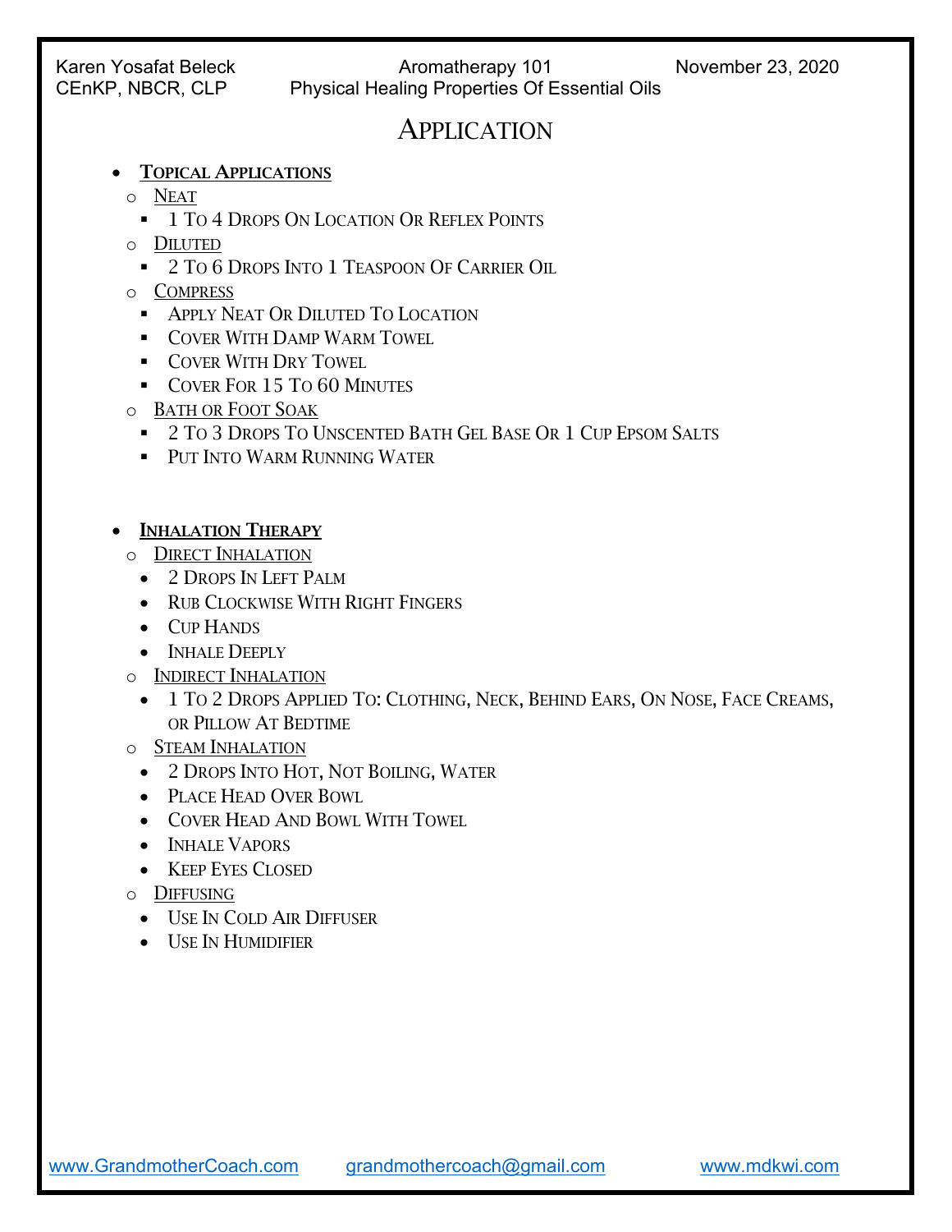# Application

- **Topical Applications**
  - Neat
    - 1 To 4 Drops On Location Or Reflex Points
  - Diluted
    - 2 To 6 Drops Into 1 Teaspoon Of Carrier Oil
  - Compress
    - Apply Neat Or Diluted To Location
    - Cover With Damp Warm Towel
    - Cover With Dry Towel
    - Cover For 15 To 60 Minutes
  - Bath or Foot Soak
    - 2 To 3 Drops To Unscented Bath Gel Base Or 1 Cup Epsom Salts
    - Put Into Warm Running Water

- **Inhalation Therapy**
  - Direct Inhalation
    - 2 Drops In Left Palm
    - Rub Clockwise With Right Fingers
    - Cup Hands
    - Inhale Deeply
  - Indirect Inhalation
    - 1 To 2 Drops Applied To: Clothing, Neck, Behind Ears, On Nose, Face Creams, or Pillow At Bedtime
  - Steam Inhalation
    - 2 Drops Into Hot, Not Boiling, Water
    - Place Head Over Bowl
    - Cover Head And Bowl With Towel
    - Inhale Vapors
    - Keep Eyes Closed
  - Diffusing
    - Use In Cold Air Diffuser
    - Use In Humidifier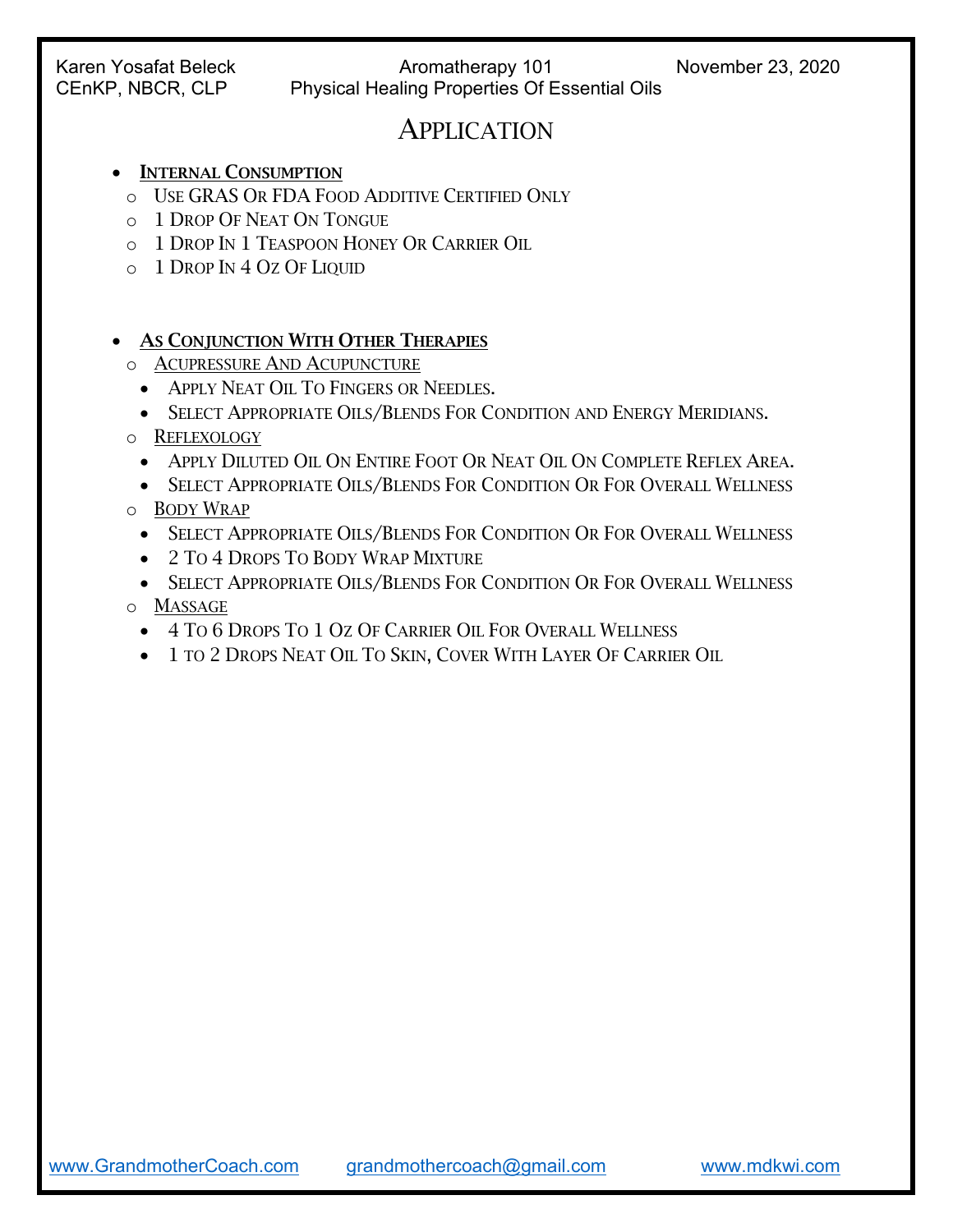# Application

- **Internal Consumption**
  - Use GRAS Or FDA Food Additive Certified Only
  - 1 Drop Of Neat On Tongue
  - 1 Drop In 1 Teaspoon Honey Or Carrier Oil
  - 1 Drop In 4 Oz Of Liquid

- **As Conjunction With Other Therapies**
  - Acupressure And Acupuncture
    - Apply Neat Oil To Fingers or Needles.
    - Select Appropriate Oils/Blends For Condition and Energy Meridians.
  - Reflexology
    - Apply Diluted Oil On Entire Foot Or Neat Oil On Complete Reflex Area.
    - Select Appropriate Oils/Blends For Condition Or For Overall Wellness
  - Body Wrap
    - Select Appropriate Oils/Blends For Condition Or For Overall Wellness
    - 2 To 4 Drops To Body Wrap Mixture
    - Select Appropriate Oils/Blends For Condition Or For Overall Wellness
  - Massage
    - 4 To 6 Drops To 1 Oz Of Carrier Oil For Overall Wellness
    - 1 to 2 Drops Neat Oil To Skin, Cover With Layer Of Carrier Oil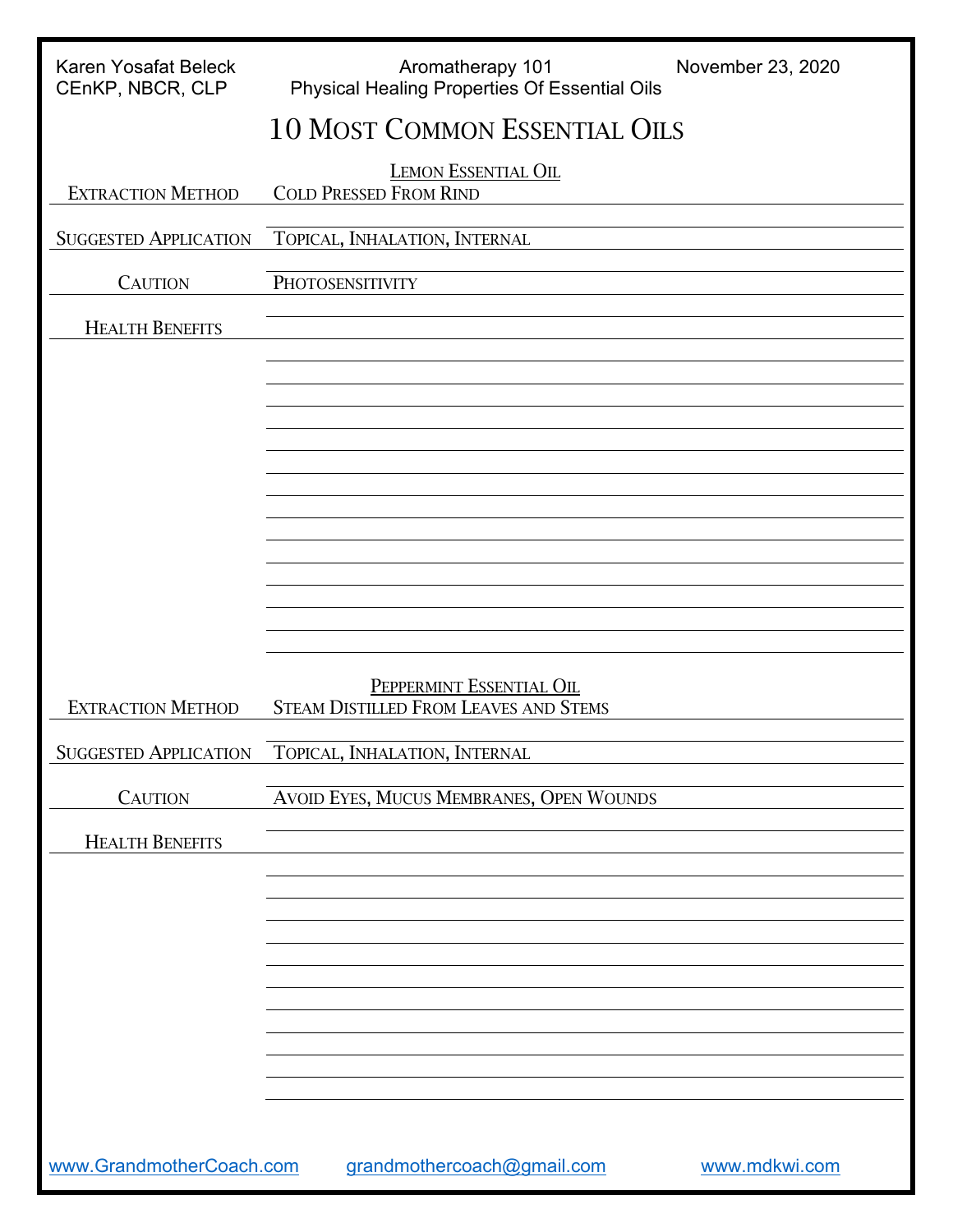Karen Yosafat Beleck
CEnKP, NBCR, CLP

Aromatherapy 101
Physical Healing Properties Of Essential Oils

November 23, 2020

# 10 Most Common Essential Oils

## Lemon Essential Oil

| | |
|---|---|
| Extraction Method | Cold Pressed From Rind |
| Suggested Application | Topical, Inhalation, Internal |
| Caution | Photosensitivity |
| Health Benefits | |

## Peppermint Essential Oil

| | |
|---|---|
| Extraction Method | Steam Distilled From Leaves and Stems |
| Suggested Application | Topical, Inhalation, Internal |
| Caution | Avoid Eyes, Mucus Membranes, Open Wounds |
| Health Benefits | |

www.GrandmotherCoach.com grandmothercoach@gmail.com www.mdkwi.com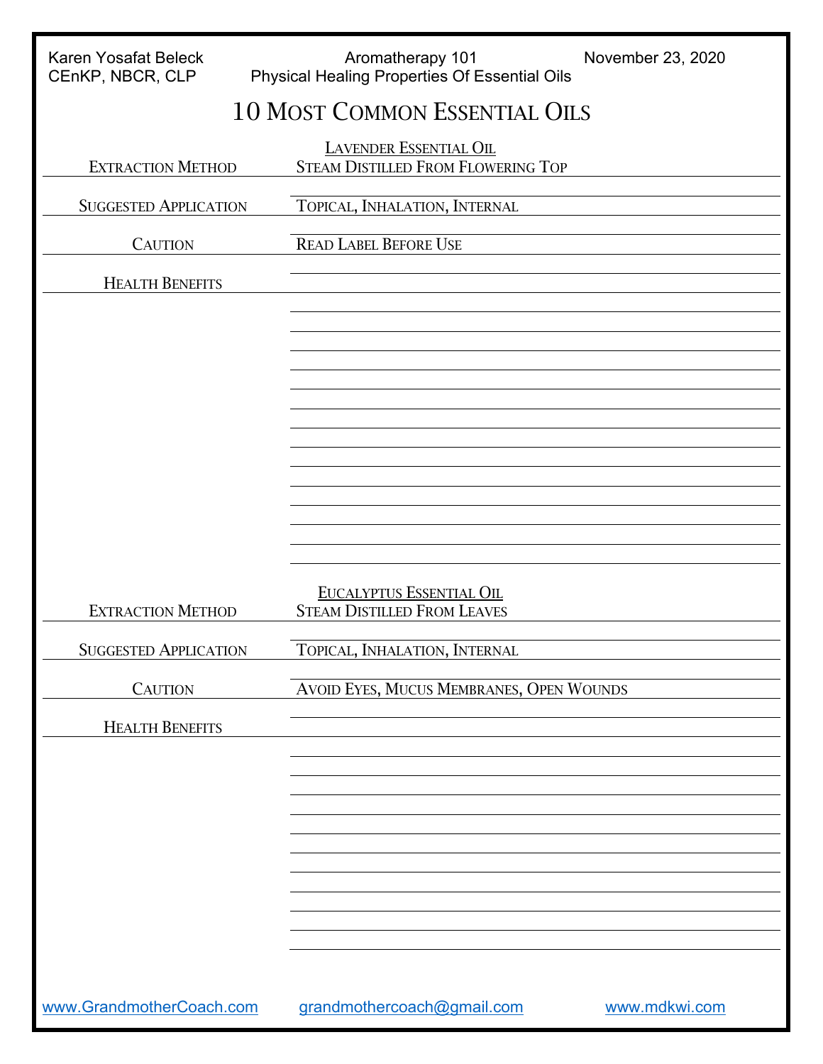Karen Yosafat Beleck
CEnKP, NBCR, CLP

Aromatherapy 101
Physical Healing Properties Of Essential Oils

November 23, 2020

# 10 Most Common Essential Oils

## Lavender Essential Oil

| | |
|---|---|
| Extraction Method | Steam Distilled From Flowering Top |
| Suggested Application | Topical, Inhalation, Internal |
| Caution | Read Label Before Use |
| Health Benefits | |

## Eucalyptus Essential Oil

| | |
|---|---|
| Extraction Method | Steam Distilled From Leaves |
| Suggested Application | Topical, Inhalation, Internal |
| Caution | Avoid Eyes, Mucus Membranes, Open Wounds |
| Health Benefits | |

www.GrandmotherCoach.com grandmothercoach@gmail.com www.mdkwi.com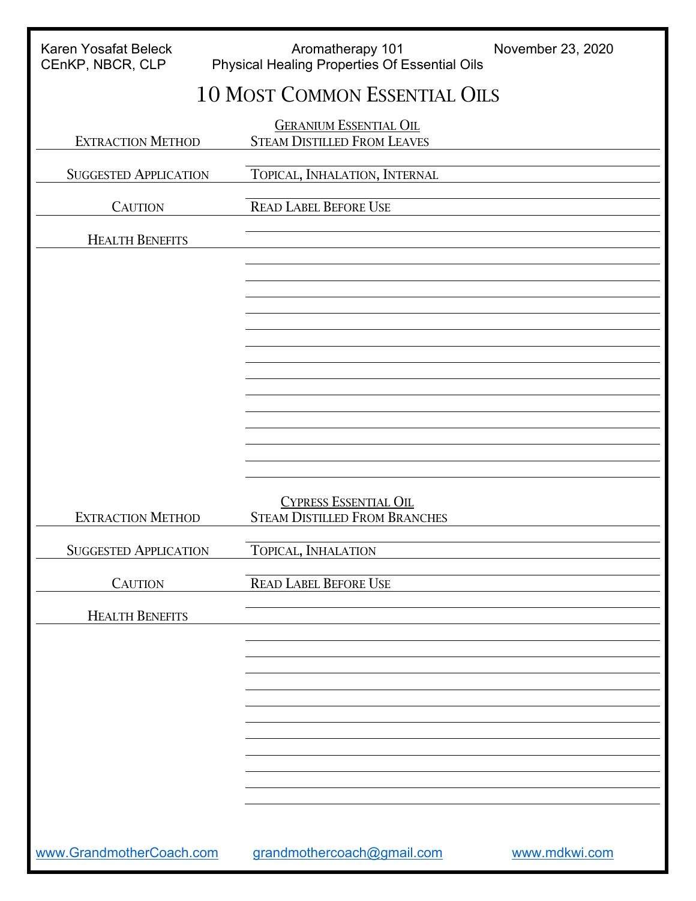# 10 Most Common Essential Oils

## Geranium Essential Oil

| | |
|---|---|
| Extraction Method | Steam Distilled From Leaves |
| Suggested Application | Topical, Inhalation, Internal |
| Caution | Read Label Before Use |
| Health Benefits | |

## Cypress Essential Oil

| | |
|---|---|
| Extraction Method | Steam Distilled From Branches |
| Suggested Application | Topical, Inhalation |
| Caution | Read Label Before Use |
| Health Benefits | |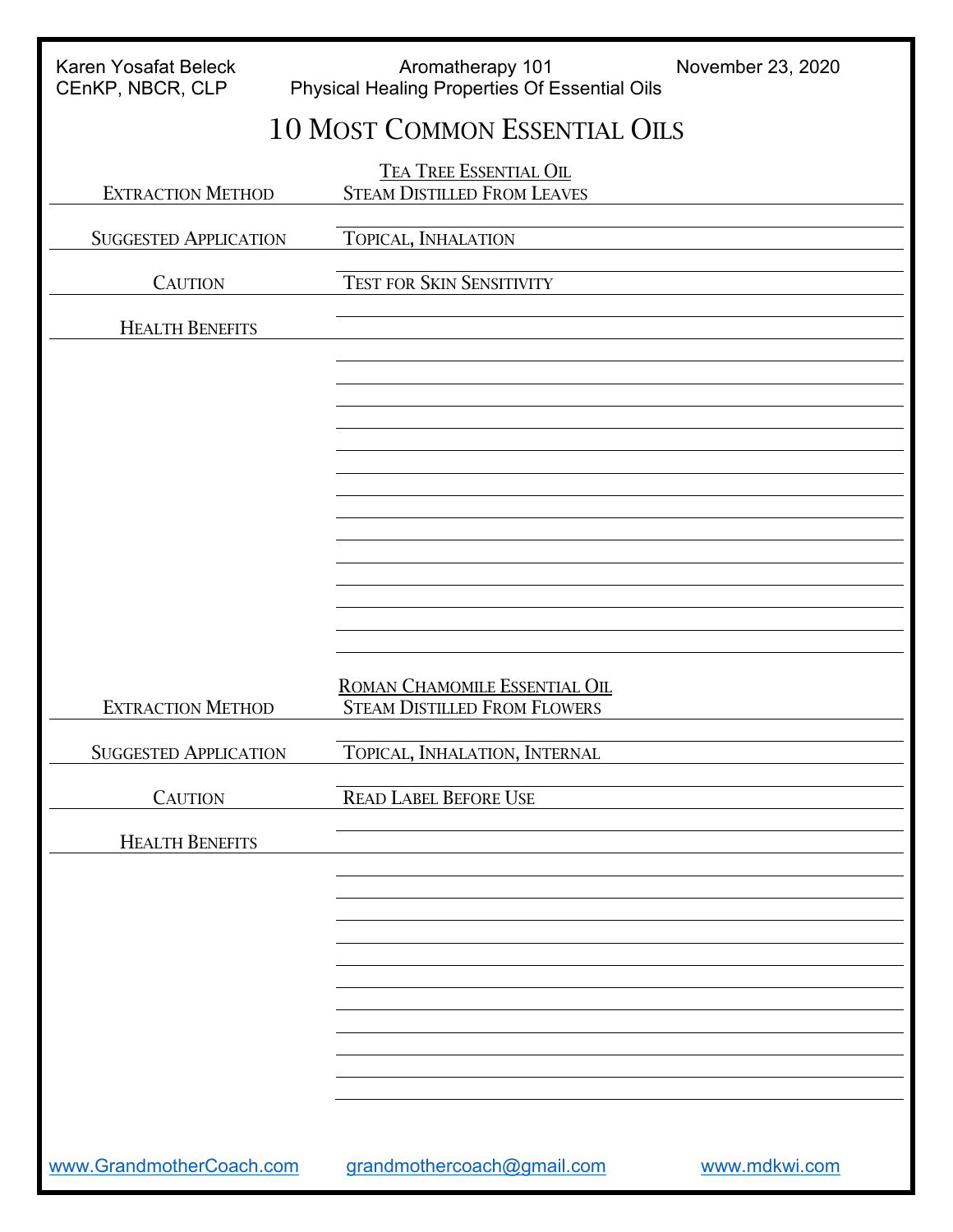Karen Yosafat Beleck
CEnKP, NBCR, CLP

Aromatherapy 101
Physical Healing Properties Of Essential Oils

November 23, 2020

# 10 Most Common Essential Oils

## Tea Tree Essential Oil

| | |
|---|---|
| Extraction Method | Steam Distilled From Leaves |
| Suggested Application | Topical, Inhalation |
| Caution | Test for Skin Sensitivity |
| Health Benefits | |

## Roman Chamomile Essential Oil

| | |
|---|---|
| Extraction Method | Steam Distilled From Flowers |
| Suggested Application | Topical, Inhalation, Internal |
| Caution | Read Label Before Use |
| Health Benefits | |

www.GrandmotherCoach.com grandmothercoach@gmail.com www.mdkwi.com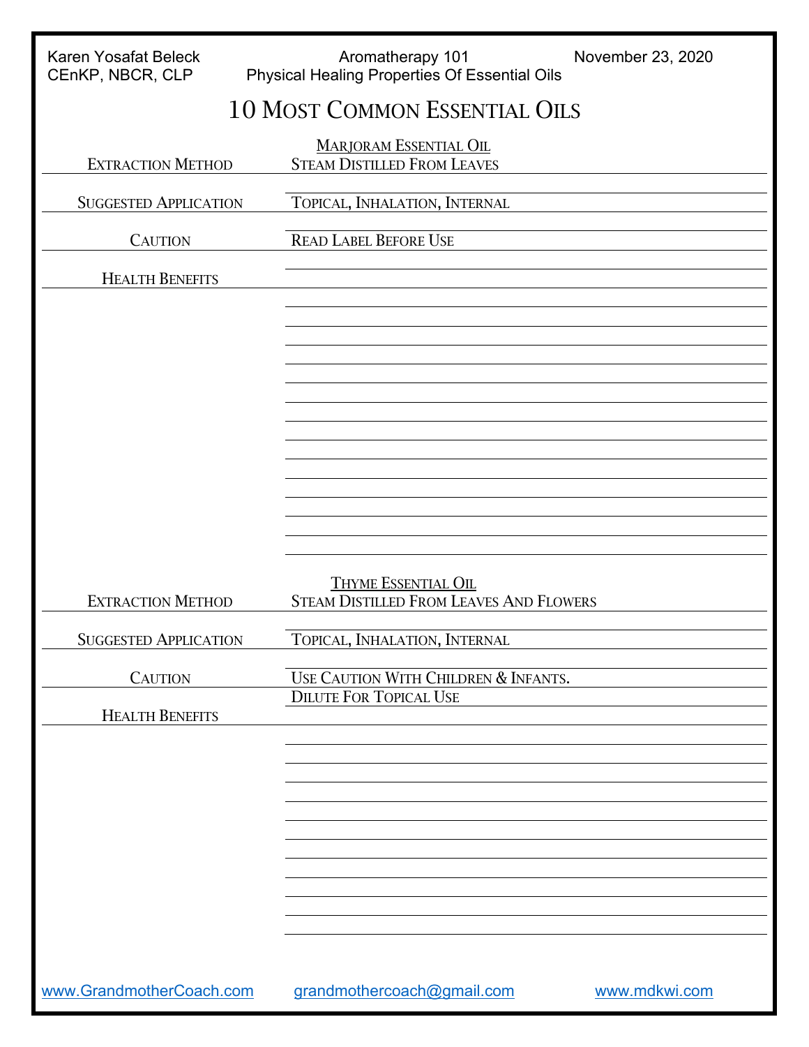# 10 Most Common Essential Oils

## Marjoram Essential Oil

| | |
|---|---|
| Extraction Method | Steam Distilled From Leaves |
| Suggested Application | Topical, Inhalation, Internal |
| Caution | Read Label Before Use |
| Health Benefits | |

## Thyme Essential Oil

| | |
|---|---|
| Extraction Method | Steam Distilled From Leaves And Flowers |
| Suggested Application | Topical, Inhalation, Internal |
| Caution | Use Caution With Children & Infants. Dilute For Topical Use |
| Health Benefits | |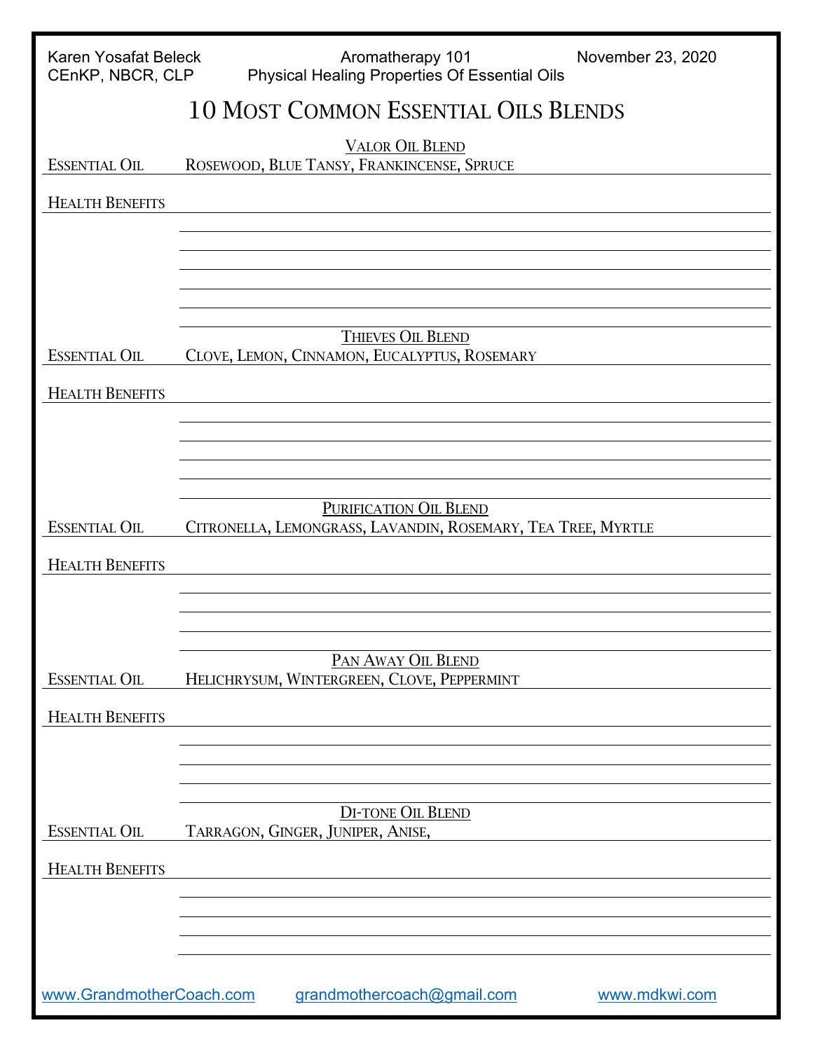# 10 Most Common Essential Oils Blends

## Valor Oil Blend

**Essential Oil:** Rosewood, Blue Tansy, Frankincense, Spruce

**Health Benefits:**

## Thieves Oil Blend

**Essential Oil:** Clove, Lemon, Cinnamon, Eucalyptus, Rosemary

**Health Benefits:**

## Purification Oil Blend

**Essential Oil:** Citronella, Lemongrass, Lavandin, Rosemary, Tea Tree, Myrtle

**Health Benefits:**

## Pan Away Oil Blend

**Essential Oil:** Helichrysum, Wintergreen, Clove, Peppermint

**Health Benefits:**

## Di-tone Oil Blend

**Essential Oil:** Tarragon, Ginger, Juniper, Anise,

**Health Benefits:**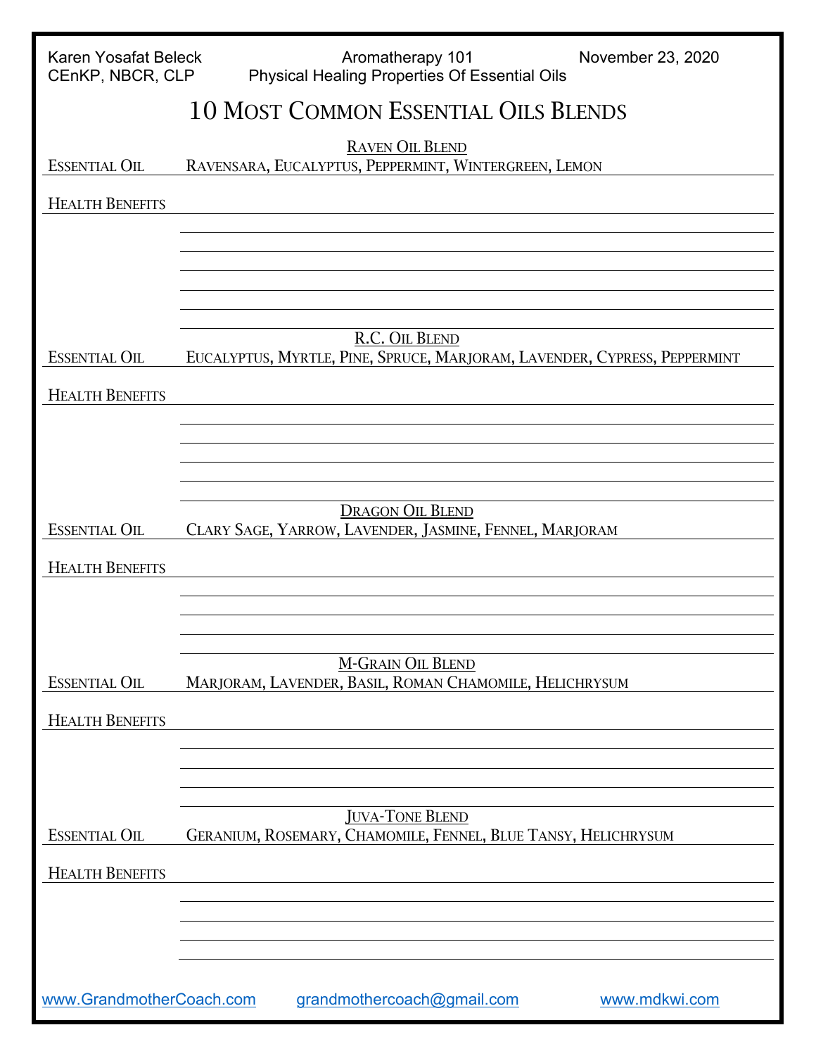# 10 Most Common Essential Oils Blends

## Raven Oil Blend

**Essential Oil** Ravensara, Eucalyptus, Peppermint, Wintergreen, Lemon

**Health Benefits**

## R.C. Oil Blend

**Essential Oil** Eucalyptus, Myrtle, Pine, Spruce, Marjoram, Lavender, Cypress, Peppermint

**Health Benefits**

## Dragon Oil Blend

**Essential Oil** Clary Sage, Yarrow, Lavender, Jasmine, Fennel, Marjoram

**Health Benefits**

## M-Grain Oil Blend

**Essential Oil** Marjoram, Lavender, Basil, Roman Chamomile, Helichrysum

**Health Benefits**

## Juva-Tone Blend

**Essential Oil** Geranium, Rosemary, Chamomile, Fennel, Blue Tansy, Helichrysum

**Health Benefits**